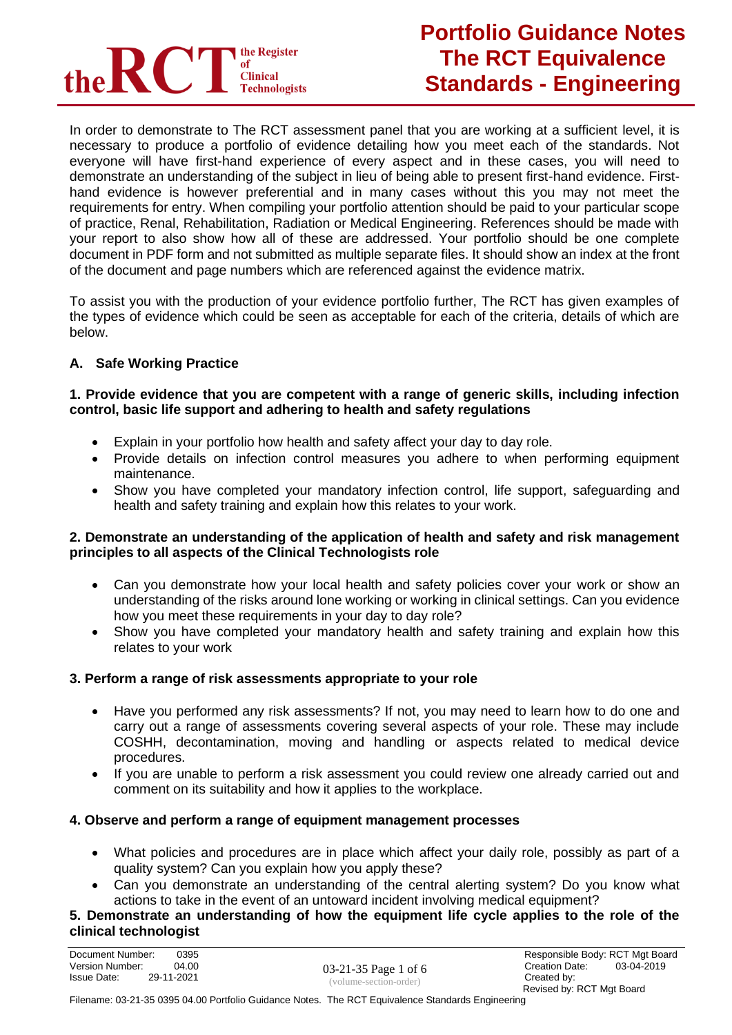# Portfolio Guidance Notes The RCT Equivalence Standards - Engineering

In order to demonstrate to The RCT assessment panel that you are working at a sufficient level, it is necessary to produce a portfolio of evidence detailing how you meet each of the standards. Not everyone will have first-hand experience of every aspect and in these cases, you will need to demonstrate an understanding of the subject in lieu of being able to present first-hand evidence. First-hand evidence is however preferential and in many cases without this you may not meet the requirements for entry. When compiling your portfolio attention should be paid to your particular scope of practice, Renal, Rehabilitation, Radiation or Medical Engineering. References should be made with your report to also show how all of these are addressed. Your portfolio should be one complete document in PDF form and not submitted as multiple separate files. It should show an index at the front of the document and page numbers which are referenced against the evidence matrix.

To assist you with the production of your evidence portfolio further, The RCT has given examples of the types of evidence which could be seen as acceptable for each of the criteria, details of which are below.

## A. Safe Working Practice

### 1. Provide evidence that you are competent with a range of generic skills, including infection control, basic life support and adhering to health and safety regulations

- Explain in your portfolio how health and safety affect your day to day role.
- Provide details on infection control measures you adhere to when performing equipment maintenance.
- Show you have completed your mandatory infection control, life support, safeguarding and health and safety training and explain how this relates to your work.

### 2. Demonstrate an understanding of the application of health and safety and risk management principles to all aspects of the Clinical Technologists role

- Can you demonstrate how your local health and safety policies cover your work or show an understanding of the risks around lone working or working in clinical settings. Can you evidence how you meet these requirements in your day to day role?
- Show you have completed your mandatory health and safety training and explain how this relates to your work

### 3. Perform a range of risk assessments appropriate to your role

- Have you performed any risk assessments? If not, you may need to learn how to do one and carry out a range of assessments covering several aspects of your role. These may include COSHH, decontamination, moving and handling or aspects related to medical device procedures.
- If you are unable to perform a risk assessment you could review one already carried out and comment on its suitability and how it applies to the workplace.

### 4. Observe and perform a range of equipment management processes

- What policies and procedures are in place which affect your daily role, possibly as part of a quality system? Can you explain how you apply these?
- Can you demonstrate an understanding of the central alerting system? Do you know what actions to take in the event of an untoward incident involving medical equipment?

### 5. Demonstrate an understanding of how the equipment life cycle applies to the role of the clinical technologist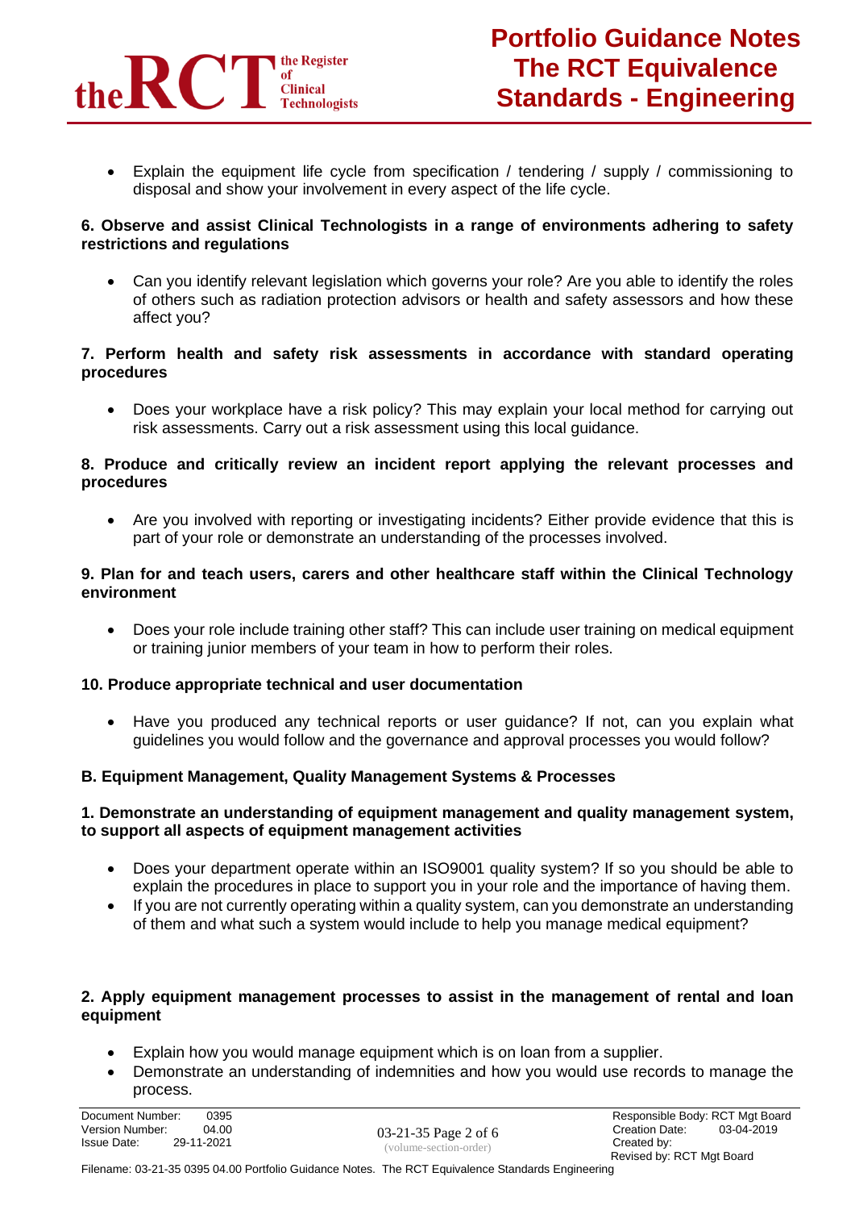- Explain the equipment life cycle from specification / tendering / supply / commissioning to disposal and show your involvement in every aspect of the life cycle.

**6. Observe and assist Clinical Technologists in a range of environments adhering to safety restrictions and regulations**

- Can you identify relevant legislation which governs your role? Are you able to identify the roles of others such as radiation protection advisors or health and safety assessors and how these affect you?

**7. Perform health and safety risk assessments in accordance with standard operating procedures**

- Does your workplace have a risk policy? This may explain your local method for carrying out risk assessments. Carry out a risk assessment using this local guidance.

**8. Produce and critically review an incident report applying the relevant processes and procedures**

- Are you involved with reporting or investigating incidents? Either provide evidence that this is part of your role or demonstrate an understanding of the processes involved.

**9. Plan for and teach users, carers and other healthcare staff within the Clinical Technology environment**

- Does your role include training other staff? This can include user training on medical equipment or training junior members of your team in how to perform their roles.

**10. Produce appropriate technical and user documentation**

- Have you produced any technical reports or user guidance? If not, can you explain what guidelines you would follow and the governance and approval processes you would follow?

**B. Equipment Management, Quality Management Systems & Processes**

**1. Demonstrate an understanding of equipment management and quality management system, to support all aspects of equipment management activities**

- Does your department operate within an ISO9001 quality system? If so you should be able to explain the procedures in place to support you in your role and the importance of having them.
- If you are not currently operating within a quality system, can you demonstrate an understanding of them and what such a system would include to help you manage medical equipment?

**2. Apply equipment management processes to assist in the management of rental and loan equipment**

- Explain how you would manage equipment which is on loan from a supplier.
- Demonstrate an understanding of indemnities and how you would use records to manage the process.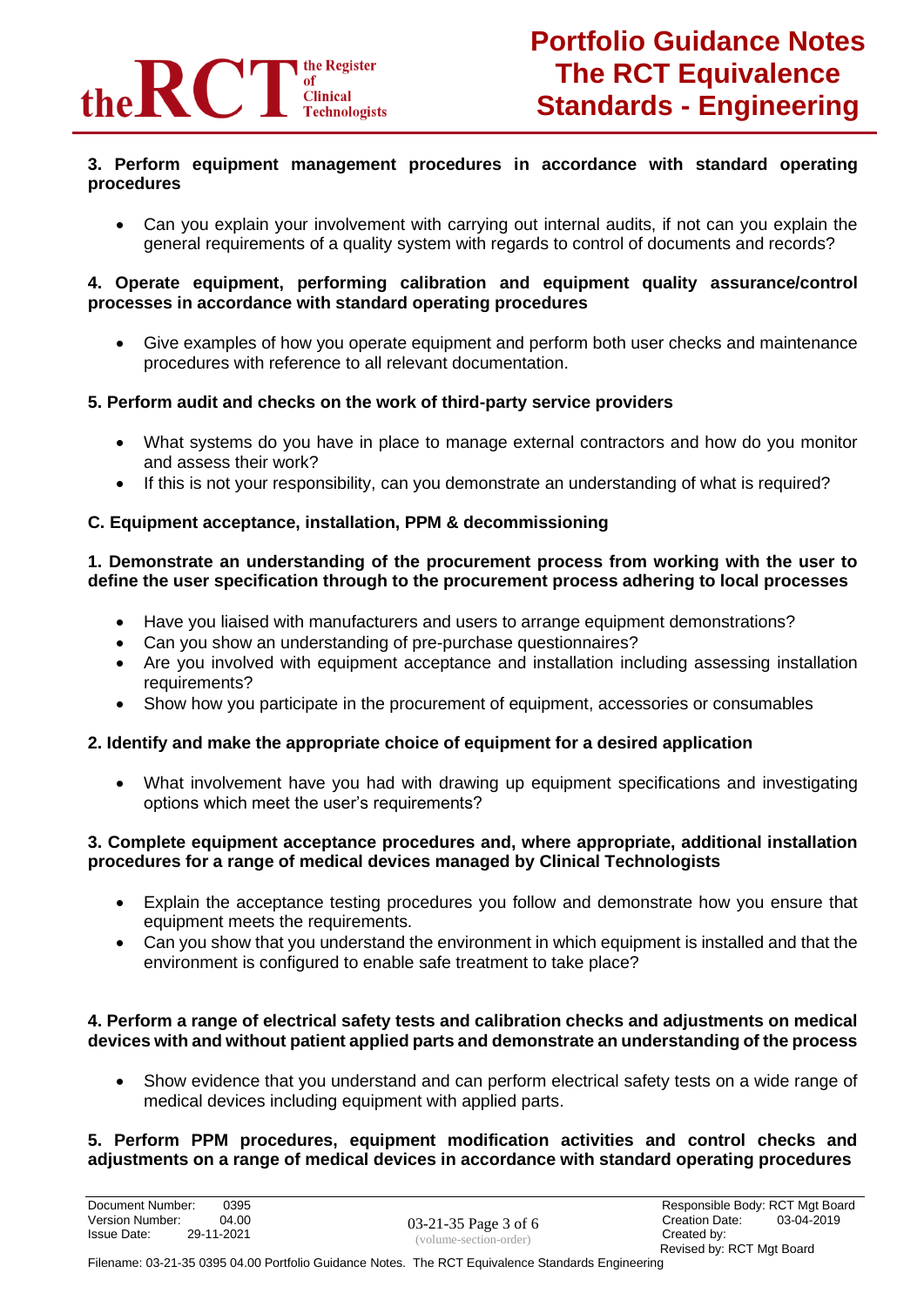**3. Perform equipment management procedures in accordance with standard operating procedures**

- Can you explain your involvement with carrying out internal audits, if not can you explain the general requirements of a quality system with regards to control of documents and records?

**4. Operate equipment, performing calibration and equipment quality assurance/control processes in accordance with standard operating procedures**

- Give examples of how you operate equipment and perform both user checks and maintenance procedures with reference to all relevant documentation.

**5. Perform audit and checks on the work of third-party service providers**

- What systems do you have in place to manage external contractors and how do you monitor and assess their work?
- If this is not your responsibility, can you demonstrate an understanding of what is required?

## C. Equipment acceptance, installation, PPM & decommissioning

**1. Demonstrate an understanding of the procurement process from working with the user to define the user specification through to the procurement process adhering to local processes**

- Have you liaised with manufacturers and users to arrange equipment demonstrations?
- Can you show an understanding of pre-purchase questionnaires?
- Are you involved with equipment acceptance and installation including assessing installation requirements?
- Show how you participate in the procurement of equipment, accessories or consumables

**2. Identify and make the appropriate choice of equipment for a desired application**

- What involvement have you had with drawing up equipment specifications and investigating options which meet the user's requirements?

**3. Complete equipment acceptance procedures and, where appropriate, additional installation procedures for a range of medical devices managed by Clinical Technologists**

- Explain the acceptance testing procedures you follow and demonstrate how you ensure that equipment meets the requirements.
- Can you show that you understand the environment in which equipment is installed and that the environment is configured to enable safe treatment to take place?

**4. Perform a range of electrical safety tests and calibration checks and adjustments on medical devices with and without patient applied parts and demonstrate an understanding of the process**

- Show evidence that you understand and can perform electrical safety tests on a wide range of medical devices including equipment with applied parts.

**5. Perform PPM procedures, equipment modification activities and control checks and adjustments on a range of medical devices in accordance with standard operating procedures**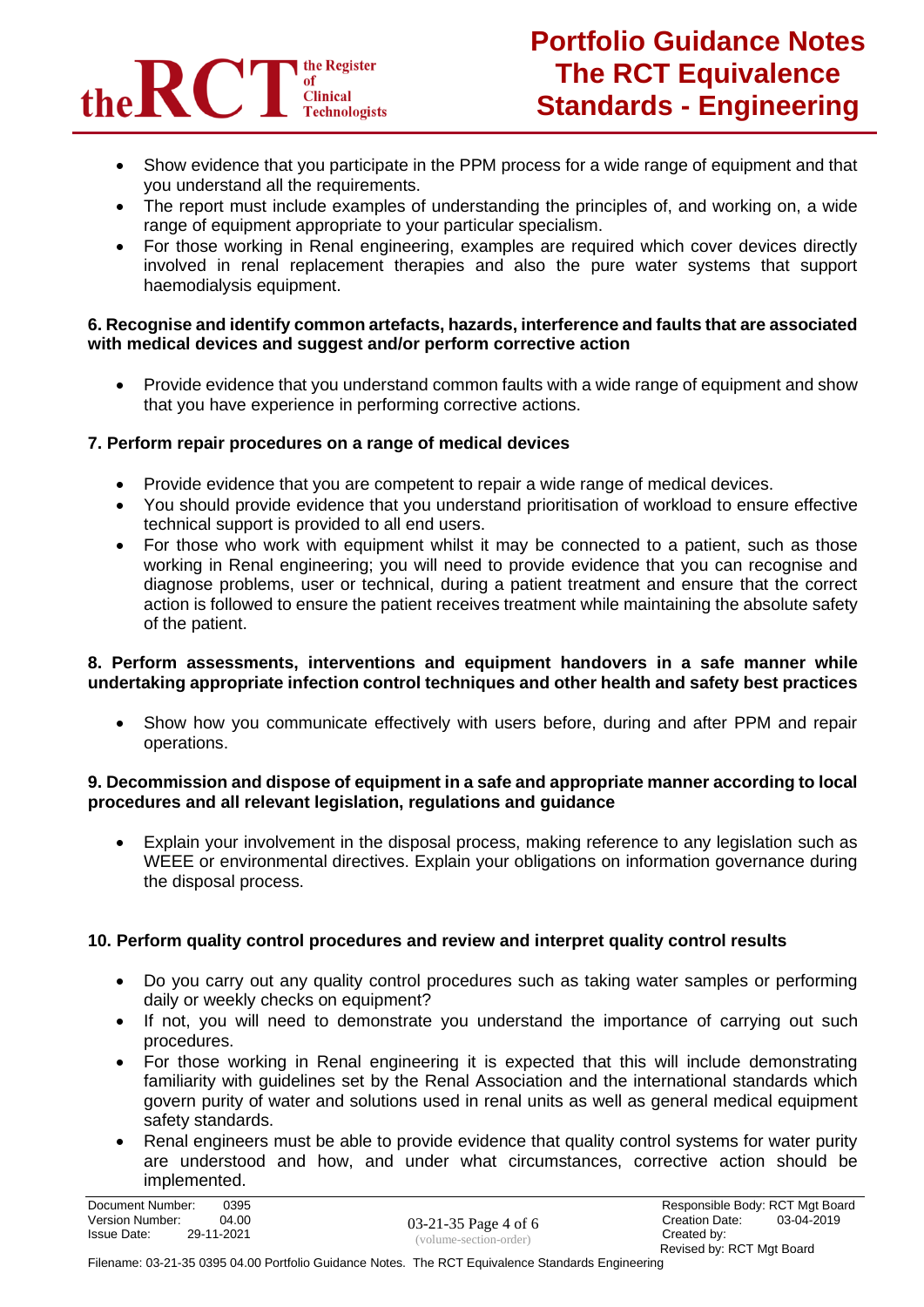- Show evidence that you participate in the PPM process for a wide range of equipment and that you understand all the requirements.
- The report must include examples of understanding the principles of, and working on, a wide range of equipment appropriate to your particular specialism.
- For those working in Renal engineering, examples are required which cover devices directly involved in renal replacement therapies and also the pure water systems that support haemodialysis equipment.

**6. Recognise and identify common artefacts, hazards, interference and faults that are associated with medical devices and suggest and/or perform corrective action**

- Provide evidence that you understand common faults with a wide range of equipment and show that you have experience in performing corrective actions.

**7. Perform repair procedures on a range of medical devices**

- Provide evidence that you are competent to repair a wide range of medical devices.
- You should provide evidence that you understand prioritisation of workload to ensure effective technical support is provided to all end users.
- For those who work with equipment whilst it may be connected to a patient, such as those working in Renal engineering; you will need to provide evidence that you can recognise and diagnose problems, user or technical, during a patient treatment and ensure that the correct action is followed to ensure the patient receives treatment while maintaining the absolute safety of the patient.

**8. Perform assessments, interventions and equipment handovers in a safe manner while undertaking appropriate infection control techniques and other health and safety best practices**

- Show how you communicate effectively with users before, during and after PPM and repair operations.

**9. Decommission and dispose of equipment in a safe and appropriate manner according to local procedures and all relevant legislation, regulations and guidance**

- Explain your involvement in the disposal process, making reference to any legislation such as WEEE or environmental directives. Explain your obligations on information governance during the disposal process.

**10. Perform quality control procedures and review and interpret quality control results**

- Do you carry out any quality control procedures such as taking water samples or performing daily or weekly checks on equipment?
- If not, you will need to demonstrate you understand the importance of carrying out such procedures.
- For those working in Renal engineering it is expected that this will include demonstrating familiarity with guidelines set by the Renal Association and the international standards which govern purity of water and solutions used in renal units as well as general medical equipment safety standards.
- Renal engineers must be able to provide evidence that quality control systems for water purity are understood and how, and under what circumstances, corrective action should be implemented.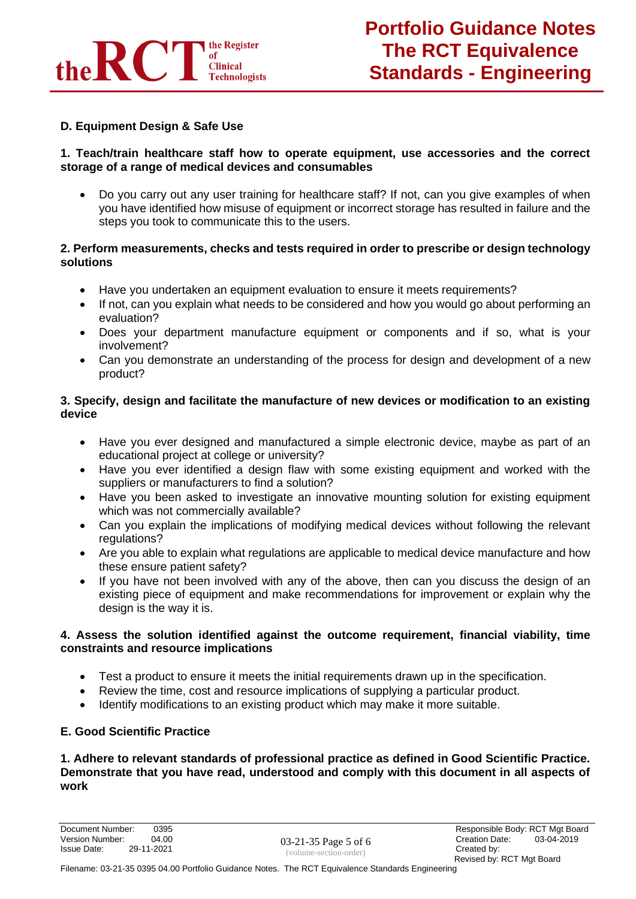## D. Equipment Design & Safe Use

**1. Teach/train healthcare staff how to operate equipment, use accessories and the correct storage of a range of medical devices and consumables**

- Do you carry out any user training for healthcare staff? If not, can you give examples of when you have identified how misuse of equipment or incorrect storage has resulted in failure and the steps you took to communicate this to the users.

**2. Perform measurements, checks and tests required in order to prescribe or design technology solutions**

- Have you undertaken an equipment evaluation to ensure it meets requirements?
- If not, can you explain what needs to be considered and how you would go about performing an evaluation?
- Does your department manufacture equipment or components and if so, what is your involvement?
- Can you demonstrate an understanding of the process for design and development of a new product?

**3. Specify, design and facilitate the manufacture of new devices or modification to an existing device**

- Have you ever designed and manufactured a simple electronic device, maybe as part of an educational project at college or university?
- Have you ever identified a design flaw with some existing equipment and worked with the suppliers or manufacturers to find a solution?
- Have you been asked to investigate an innovative mounting solution for existing equipment which was not commercially available?
- Can you explain the implications of modifying medical devices without following the relevant regulations?
- Are you able to explain what regulations are applicable to medical device manufacture and how these ensure patient safety?
- If you have not been involved with any of the above, then can you discuss the design of an existing piece of equipment and make recommendations for improvement or explain why the design is the way it is.

**4. Assess the solution identified against the outcome requirement, financial viability, time constraints and resource implications**

- Test a product to ensure it meets the initial requirements drawn up in the specification.
- Review the time, cost and resource implications of supplying a particular product.
- Identify modifications to an existing product which may make it more suitable.

## E. Good Scientific Practice

**1. Adhere to relevant standards of professional practice as defined in Good Scientific Practice. Demonstrate that you have read, understood and comply with this document in all aspects of work**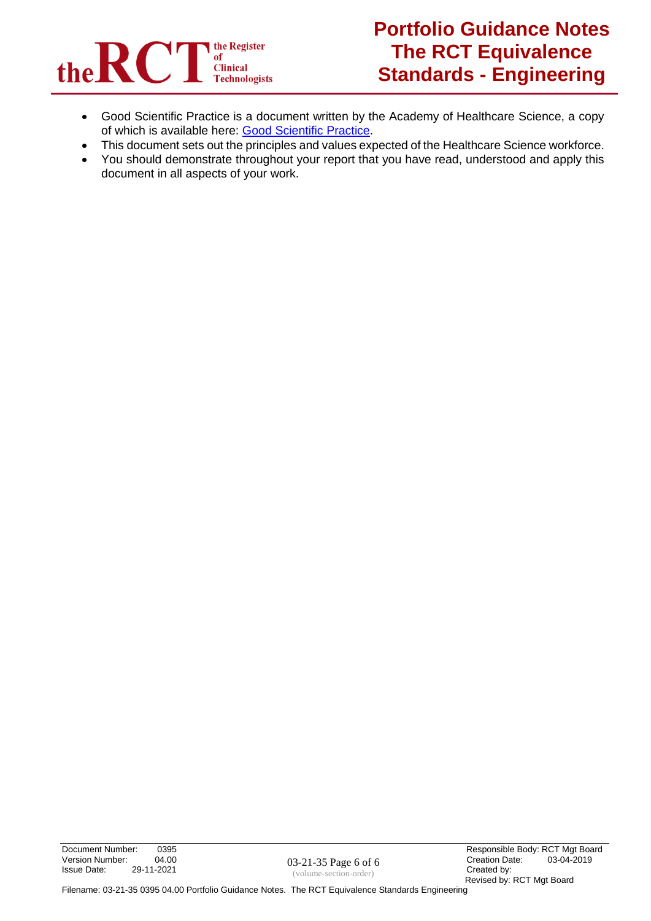- Good Scientific Practice is a document written by the Academy of Healthcare Science, a copy of which is available here: Good Scientific Practice.
- This document sets out the principles and values expected of the Healthcare Science workforce.
- You should demonstrate throughout your report that you have read, understood and apply this document in all aspects of your work.